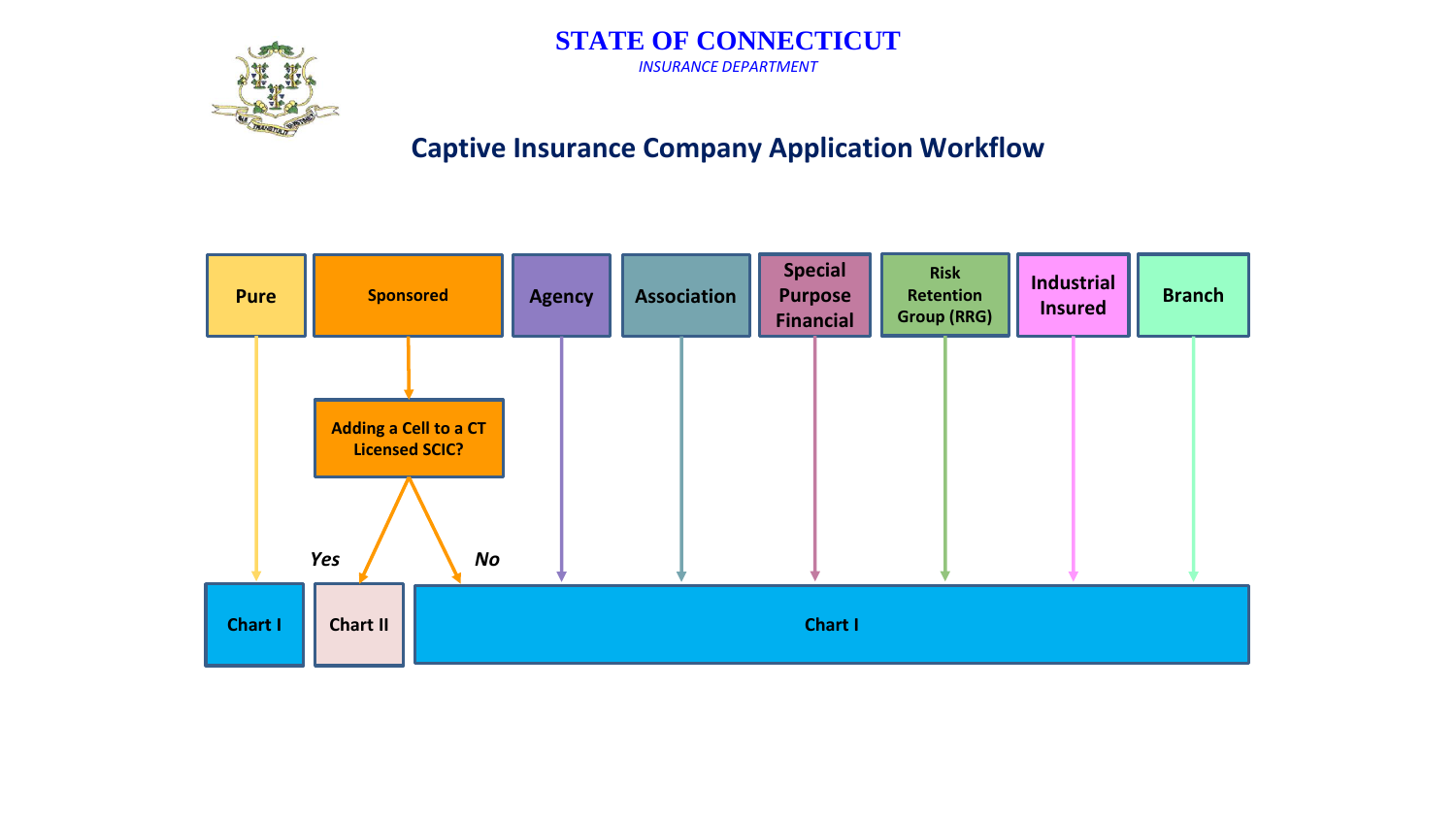# STATE OF CONNECTICUT

*INSURANCE DEPARTMENT*

## Captive Insurance Company Application Workflow

Pure

Sponsored

Agency

Association

Special Purpose Financial

Risk Retention Group (RRG)

Industrial Insured

Branch

Adding a Cell to a CT Licensed SCIC?

*Yes*

*No*

Chart I

Chart II

Chart I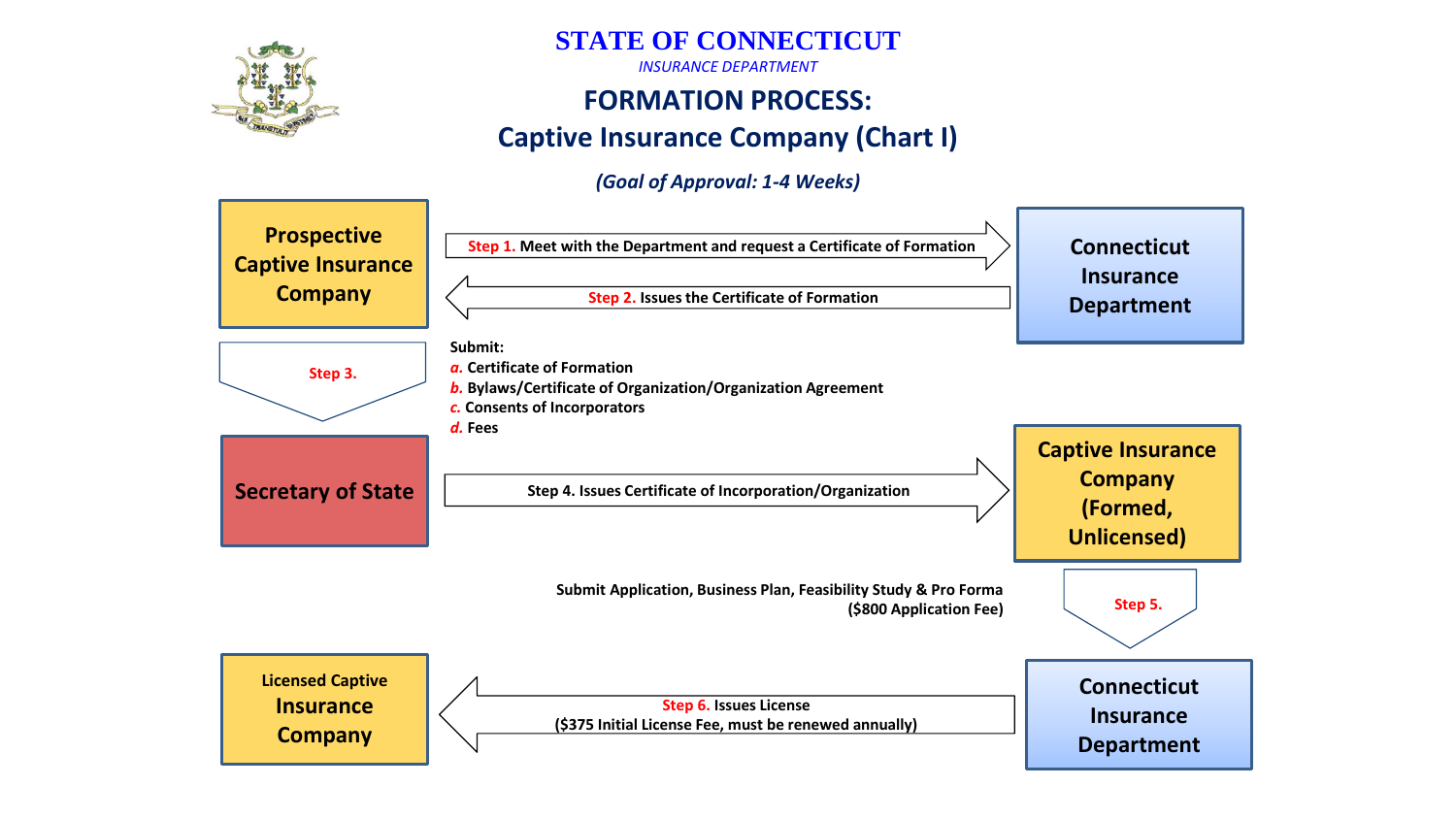# STATE OF CONNECTICUT

*INSURANCE DEPARTMENT*

## FORMATION PROCESS:

## Captive Insurance Company (Chart I)

***(Goal of Approval: 1-4 Weeks)***

**Prospective Captive Insurance Company**

**Step 1.** Meet with the Department and request a Certificate of Formation → **Connecticut Insurance Department**

**Step 2.** Issues the Certificate of Formation → **Prospective Captive Insurance Company**

**Step 3.** → **Secretary of State**

**Submit:**

*a.* Certificate of Formation

*b.* Bylaws/Certificate of Organization/Organization Agreement

*c.* Consents of Incorporators

*d.* Fees

**Secretary of State**

**Step 4.** Issues Certificate of Incorporation/Organization → **Captive Insurance Company (Formed, Unlicensed)**

**Step 5.** → **Connecticut Insurance Department**

Submit Application, Business Plan, Feasibility Study & Pro Forma ($800 Application Fee)

**Step 6.** Issues License ($375 Initial License Fee, must be renewed annually) → **Licensed Captive Insurance Company**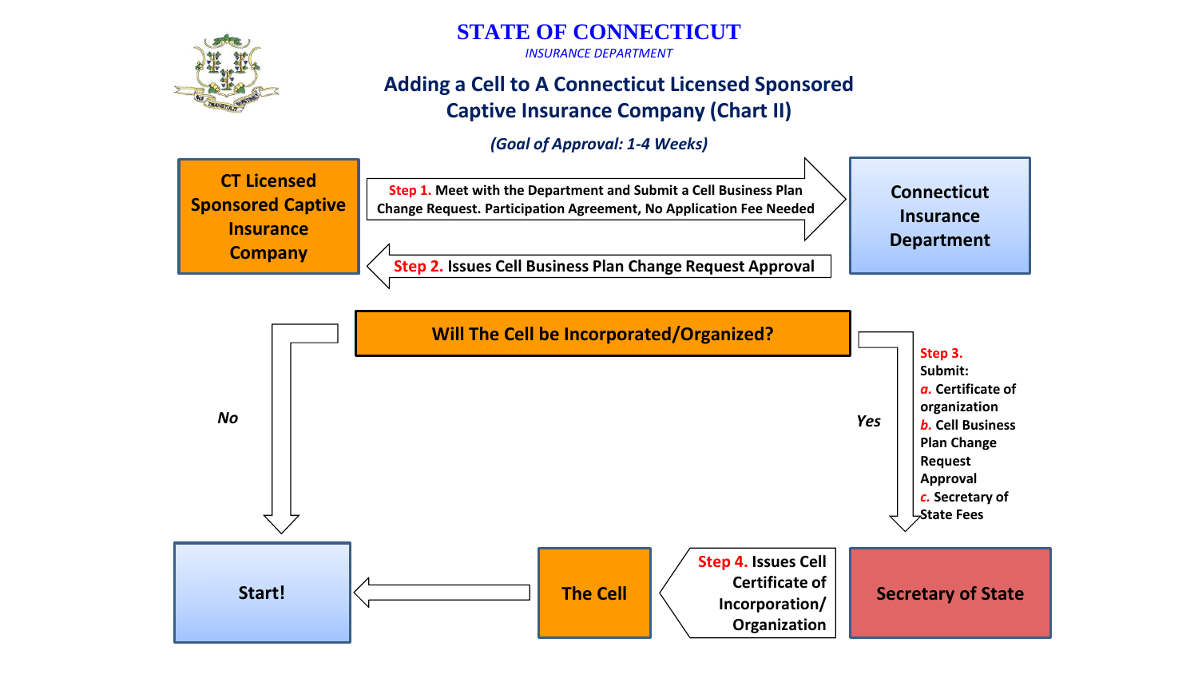# STATE OF CONNECTICUT

*INSURANCE DEPARTMENT*

## Adding a Cell to A Connecticut Licensed Sponsored Captive Insurance Company (Chart II)

*(Goal of Approval: 1-4 Weeks)*

CT Licensed Sponsored Captive Insurance Company

**Step 1.** Meet with the Department and Submit a Cell Business Plan Change Request. Participation Agreement, No Application Fee Needed

Connecticut Insurance Department

**Step 2.** Issues Cell Business Plan Change Request Approval

Will The Cell be Incorporated/Organized?

*No*

*Yes*

**Step 3.** Submit:

*a.* Certificate of organization

*b.* Cell Business Plan Change Request Approval

*c.* Secretary of State Fees

Secretary of State

**Step 4.** Issues Cell Certificate of Incorporation/ Organization

The Cell

Start!